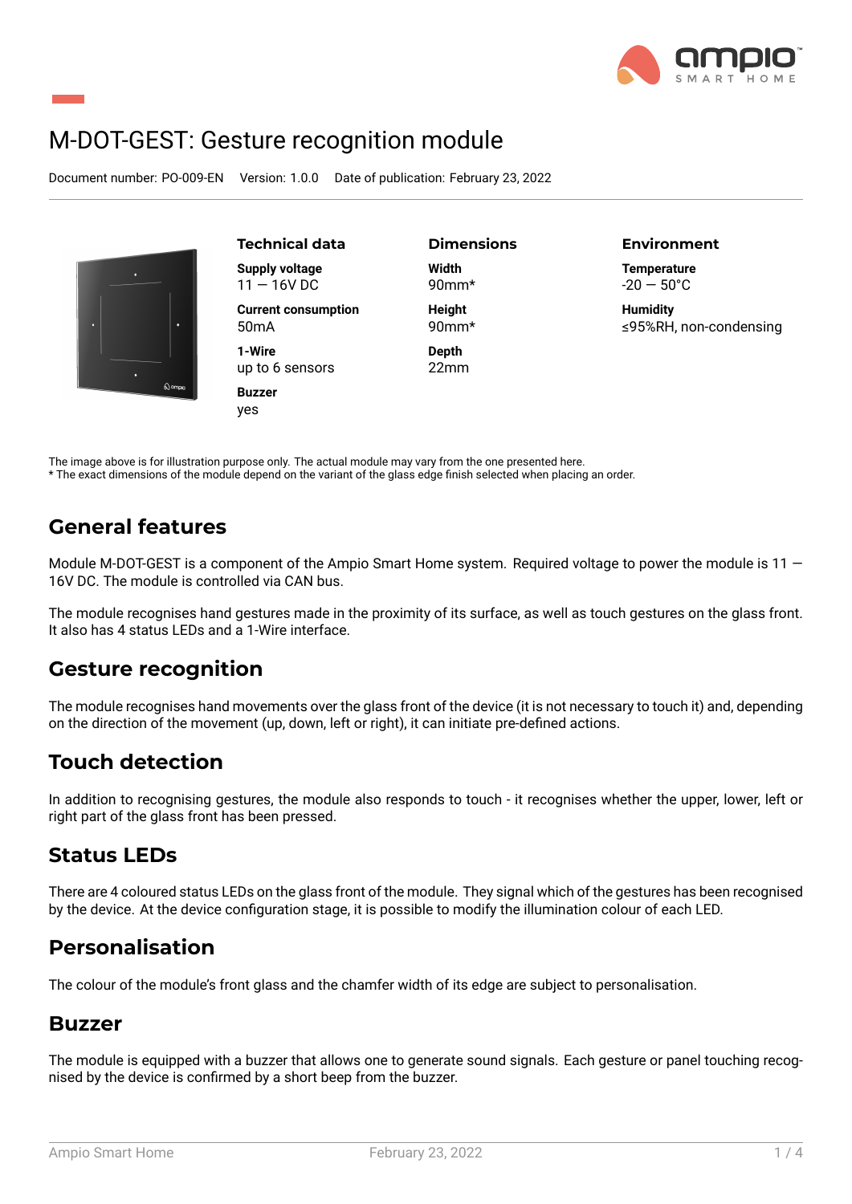# M-DOT-GEST: Gesture recognition module

Document number: PO-009-EN Version: 1.0.0 Date of publication: February 23, 2022

| Technical data | Dimensions | Environment |
|---|---|---|
| **Supply voltage** 11 — 16V DC | **Width** 90mm* | **Temperature** -20 — 50°C |
| **Current consumption** 50mA | **Height** 90mm* | **Humidity** ≤95%RH, non-condensing |
| **1-Wire** up to 6 sensors | **Depth** 22mm | |
| **Buzzer** yes | | |

The image above is for illustration purpose only. The actual module may vary from the one presented here.
* The exact dimensions of the module depend on the variant of the glass edge finish selected when placing an order.

## General features

Module M-DOT-GEST is a component of the Ampio Smart Home system. Required voltage to power the module is 11 — 16V DC. The module is controlled via CAN bus.

The module recognises hand gestures made in the proximity of its surface, as well as touch gestures on the glass front. It also has 4 status LEDs and a 1-Wire interface.

## Gesture recognition

The module recognises hand movements over the glass front of the device (it is not necessary to touch it) and, depending on the direction of the movement (up, down, left or right), it can initiate pre-defined actions.

## Touch detection

In addition to recognising gestures, the module also responds to touch - it recognises whether the upper, lower, left or right part of the glass front has been pressed.

## Status LEDs

There are 4 coloured status LEDs on the glass front of the module. They signal which of the gestures has been recognised by the device. At the device configuration stage, it is possible to modify the illumination colour of each LED.

## Personalisation

The colour of the module's front glass and the chamfer width of its edge are subject to personalisation.

## Buzzer

The module is equipped with a buzzer that allows one to generate sound signals. Each gesture or panel touching recognised by the device is confirmed by a short beep from the buzzer.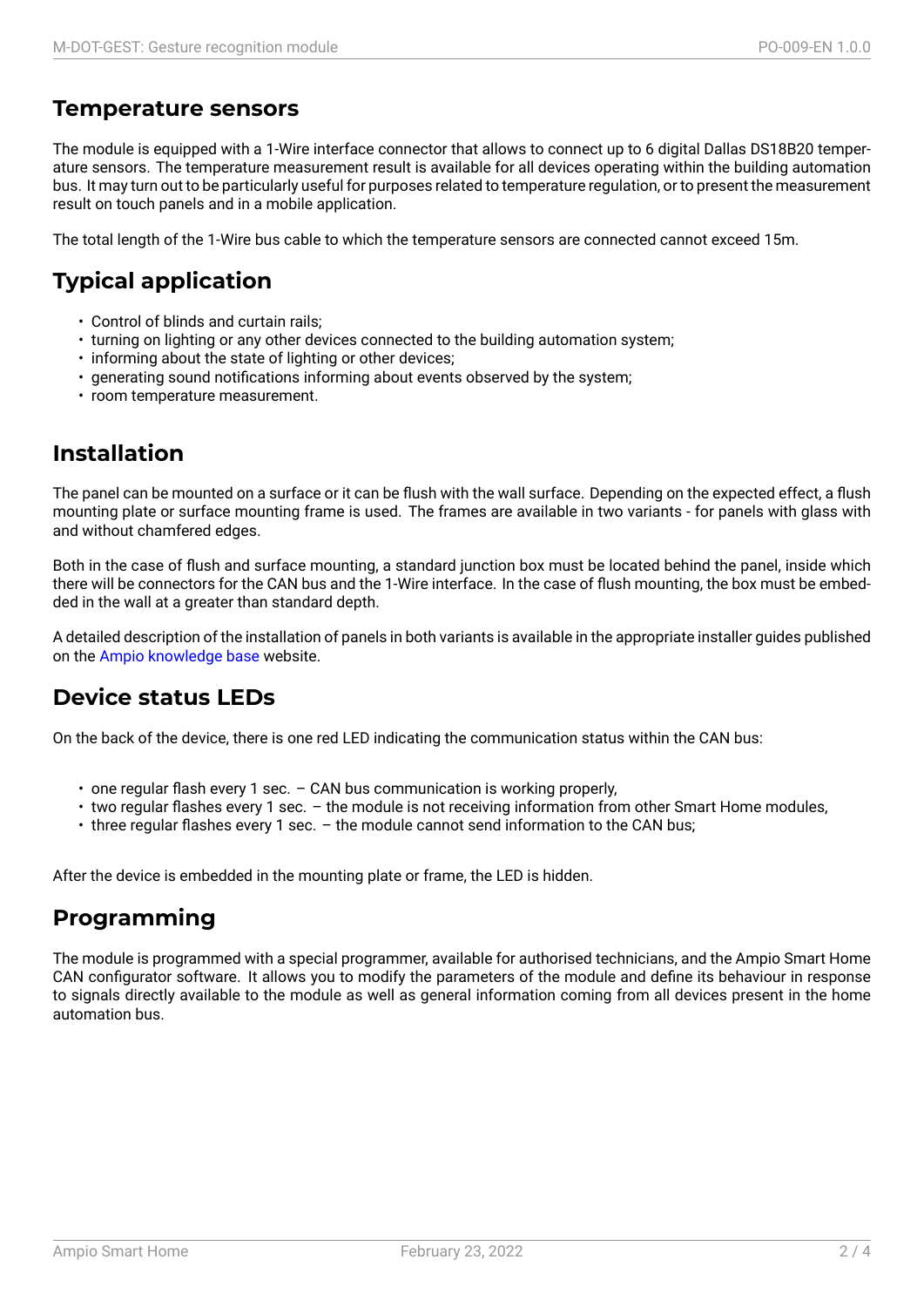## Temperature sensors

The module is equipped with a 1-Wire interface connector that allows to connect up to 6 digital Dallas DS18B20 temperature sensors. The temperature measurement result is available for all devices operating within the building automation bus. It may turn out to be particularly useful for purposes related to temperature regulation, or to present the measurement result on touch panels and in a mobile application.

The total length of the 1-Wire bus cable to which the temperature sensors are connected cannot exceed 15m.

## Typical application

- Control of blinds and curtain rails;
- turning on lighting or any other devices connected to the building automation system;
- informing about the state of lighting or other devices;
- generating sound notifications informing about events observed by the system;
- room temperature measurement.

## Installation

The panel can be mounted on a surface or it can be flush with the wall surface. Depending on the expected effect, a flush mounting plate or surface mounting frame is used. The frames are available in two variants - for panels with glass with and without chamfered edges.

Both in the case of flush and surface mounting, a standard junction box must be located behind the panel, inside which there will be connectors for the CAN bus and the 1-Wire interface. In the case of flush mounting, the box must be embedded in the wall at a greater than standard depth.

A detailed description of the installation of panels in both variants is available in the appropriate installer guides published on the Ampio knowledge base website.

## Device status LEDs

On the back of the device, there is one red LED indicating the communication status within the CAN bus:

- one regular flash every 1 sec. – CAN bus communication is working properly,
- two regular flashes every 1 sec. – the module is not receiving information from other Smart Home modules,
- three regular flashes every 1 sec. – the module cannot send information to the CAN bus;

After the device is embedded in the mounting plate or frame, the LED is hidden.

## Programming

The module is programmed with a special programmer, available for authorised technicians, and the Ampio Smart Home CAN configurator software. It allows you to modify the parameters of the module and define its behaviour in response to signals directly available to the module as well as general information coming from all devices present in the home automation bus.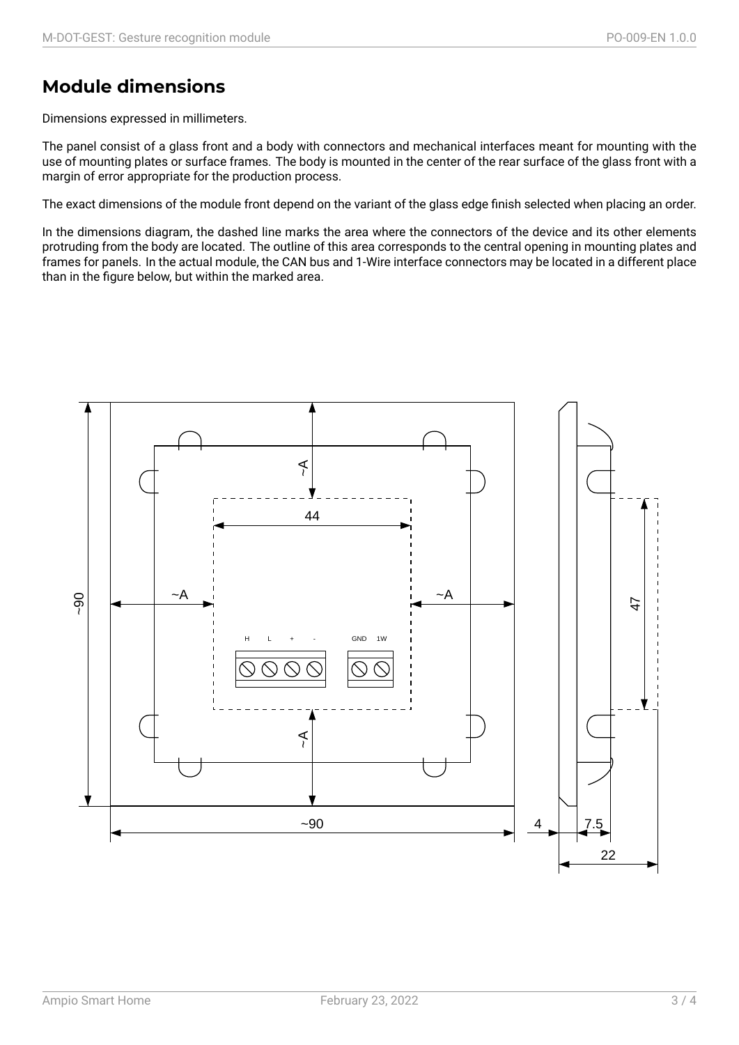## Module dimensions

Dimensions expressed in millimeters.

The panel consist of a glass front and a body with connectors and mechanical interfaces meant for mounting with the use of mounting plates or surface frames. The body is mounted in the center of the rear surface of the glass front with a margin of error appropriate for the production process.

The exact dimensions of the module front depend on the variant of the glass edge finish selected when placing an order.

In the dimensions diagram, the dashed line marks the area where the connectors of the device and its other elements protruding from the body are located. The outline of this area corresponds to the central opening in mounting plates and frames for panels. In the actual module, the CAN bus and 1-Wire interface connectors may be located in a different place than in the figure below, but within the marked area.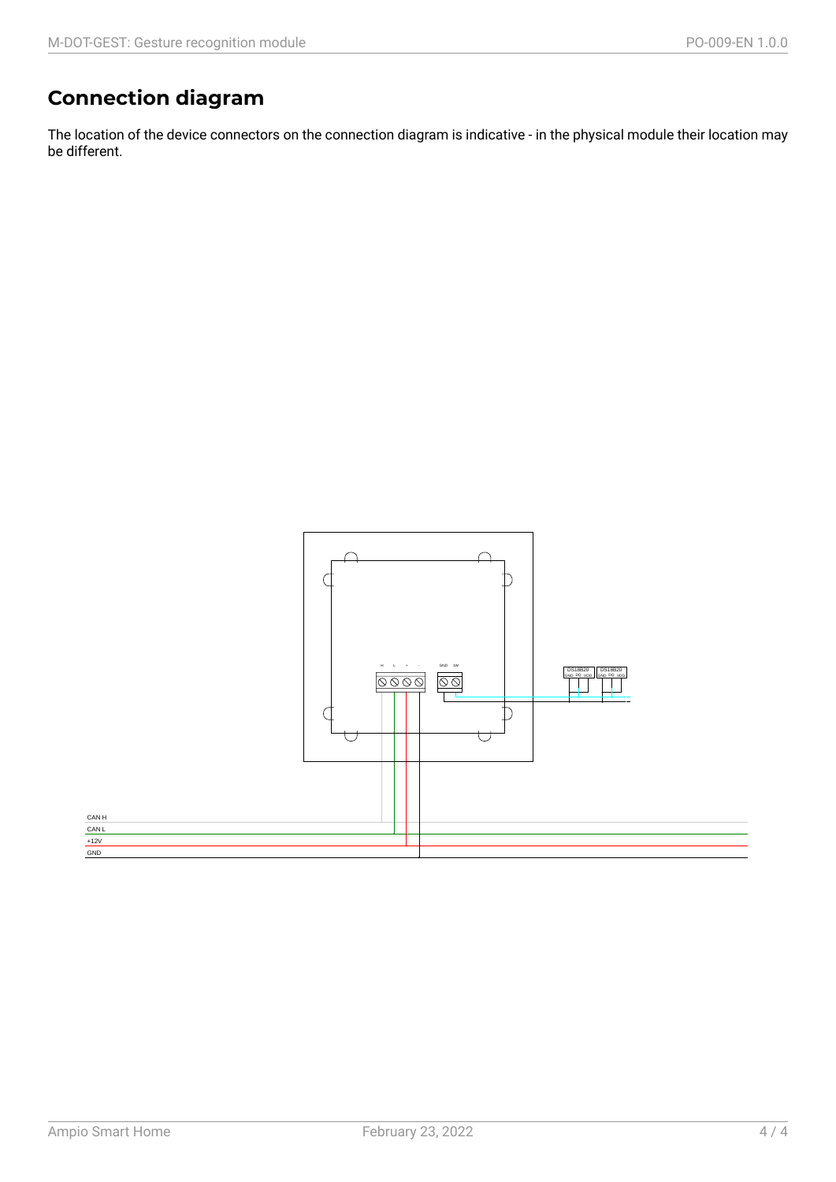## Connection diagram

The location of the device connectors on the connection diagram is indicative - in the physical module their location may be different.

H L + – GND 1W

DS18B20 GND DQ VDD

DS18B20 GND DQ VDD

CAN H

CAN L

+12V

GND